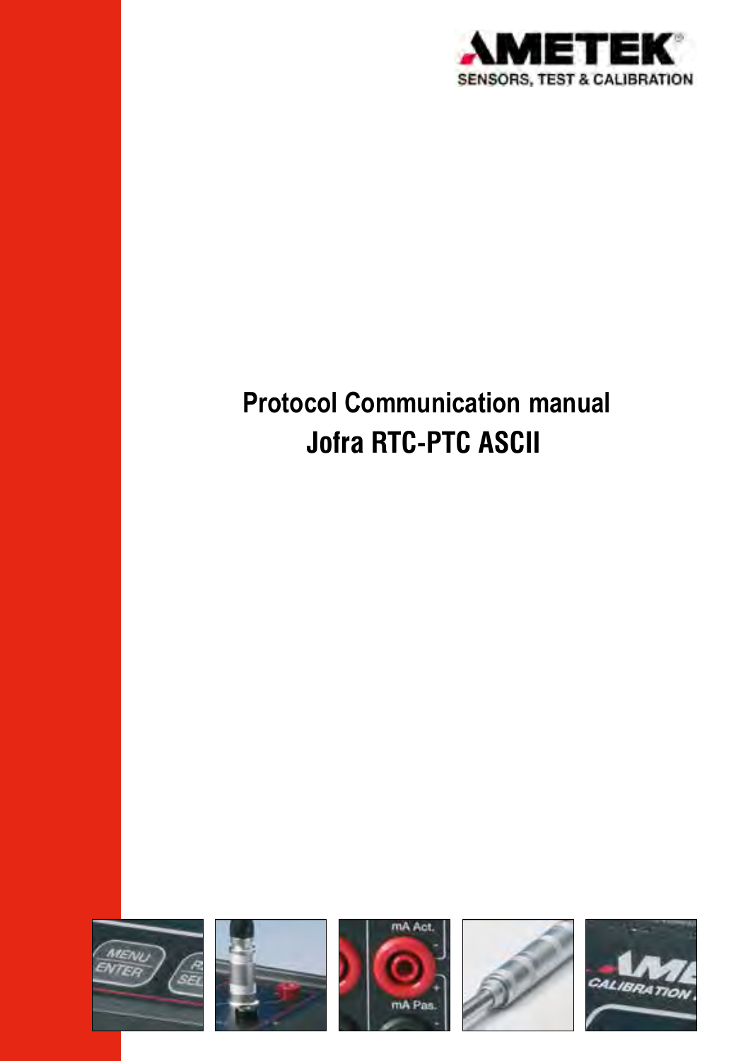AMETEK

SENSORS, TEST & CALIBRATION

# Protocol Communication manual

# Jofra RTC-PTC ASCII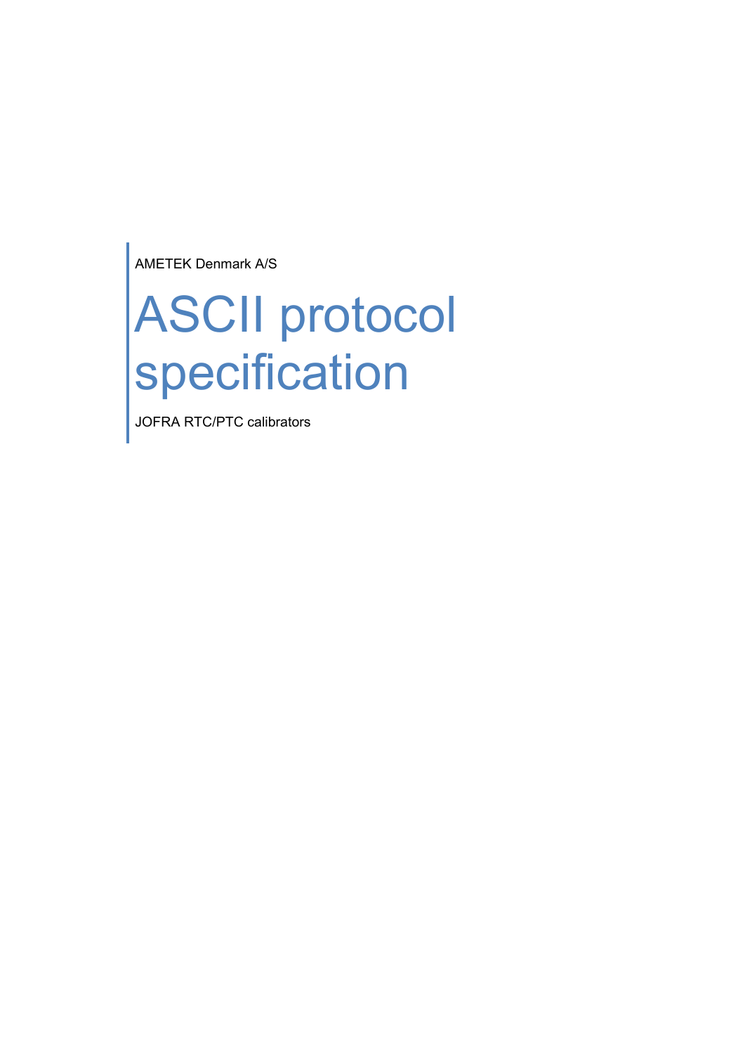AMETEK Denmark A/S

# ASCII protocol specification

JOFRA RTC/PTC calibrators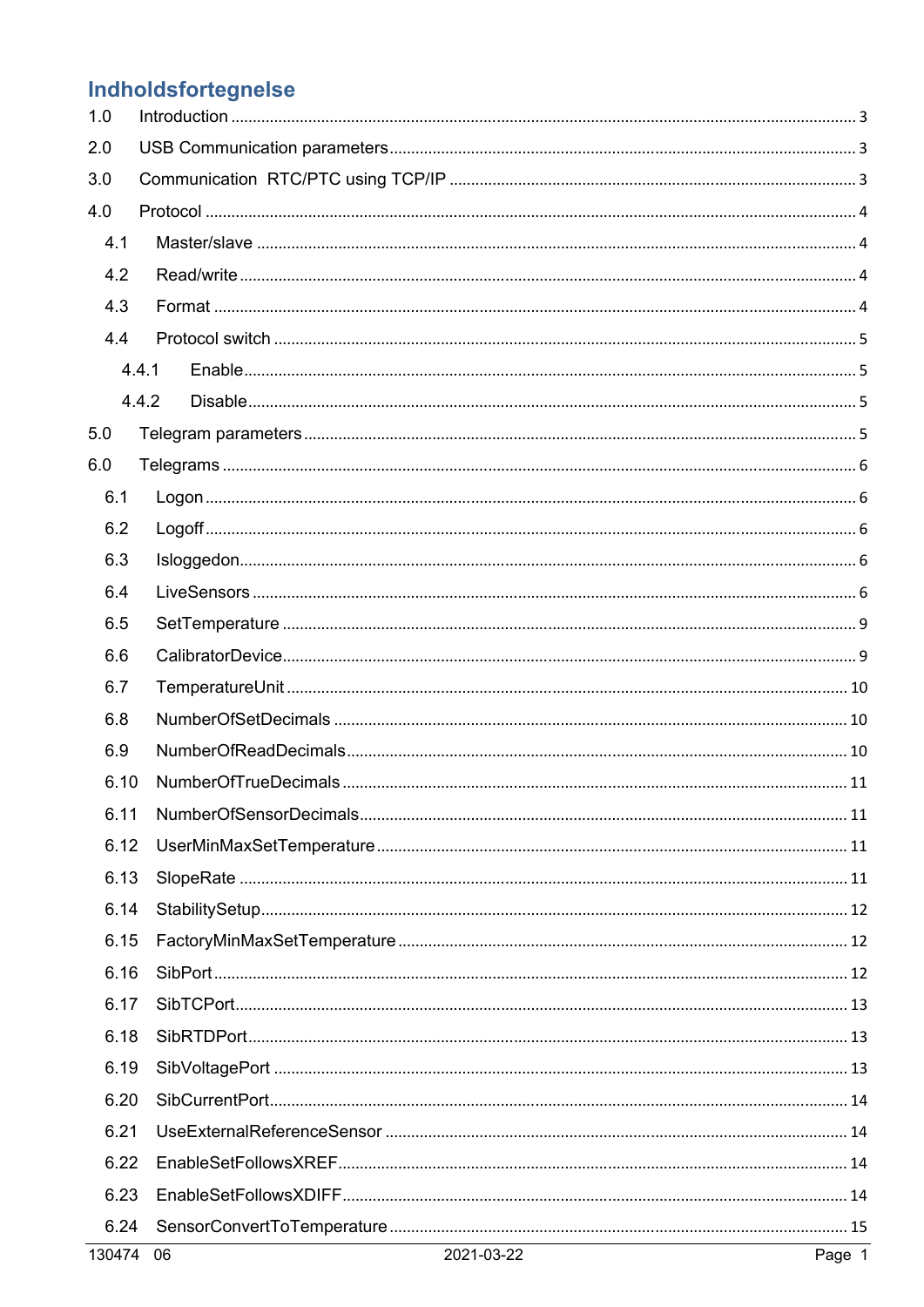## Indholdsfortegnelse

1.0 Introduction ..... 3

2.0 USB Communication parameters ..... 3

3.0 Communication RTC/PTC using TCP/IP ..... 3

4.0 Protocol ..... 4

- 4.1 Master/slave ..... 4
- 4.2 Read/write ..... 4
- 4.3 Format ..... 4
- 4.4 Protocol switch ..... 5
  - 4.4.1 Enable ..... 5
  - 4.4.2 Disable ..... 5

5.0 Telegram parameters ..... 5

6.0 Telegrams ..... 6

- 6.1 Logon ..... 6
- 6.2 Logoff ..... 6
- 6.3 Isloggedon ..... 6
- 6.4 LiveSensors ..... 6
- 6.5 SetTemperature ..... 9
- 6.6 CalibratorDevice ..... 9
- 6.7 TemperatureUnit ..... 10
- 6.8 NumberOfSetDecimals ..... 10
- 6.9 NumberOfReadDecimals ..... 10
- 6.10 NumberOfTrueDecimals ..... 11
- 6.11 NumberOfSensorDecimals ..... 11
- 6.12 UserMinMaxSetTemperature ..... 11
- 6.13 SlopeRate ..... 11
- 6.14 StabilitySetup ..... 12
- 6.15 FactoryMinMaxSetTemperature ..... 12
- 6.16 SibPort ..... 12
- 6.17 SibTCPort ..... 13
- 6.18 SibRTDPort ..... 13
- 6.19 SibVoltagePort ..... 13
- 6.20 SibCurrentPort ..... 14
- 6.21 UseExternalReferenceSensor ..... 14
- 6.22 EnableSetFollowsXREF ..... 14
- 6.23 EnableSetFollowsXDIFF ..... 14
- 6.24 SensorConvertToTemperature ..... 15

130474 06 2021-03-22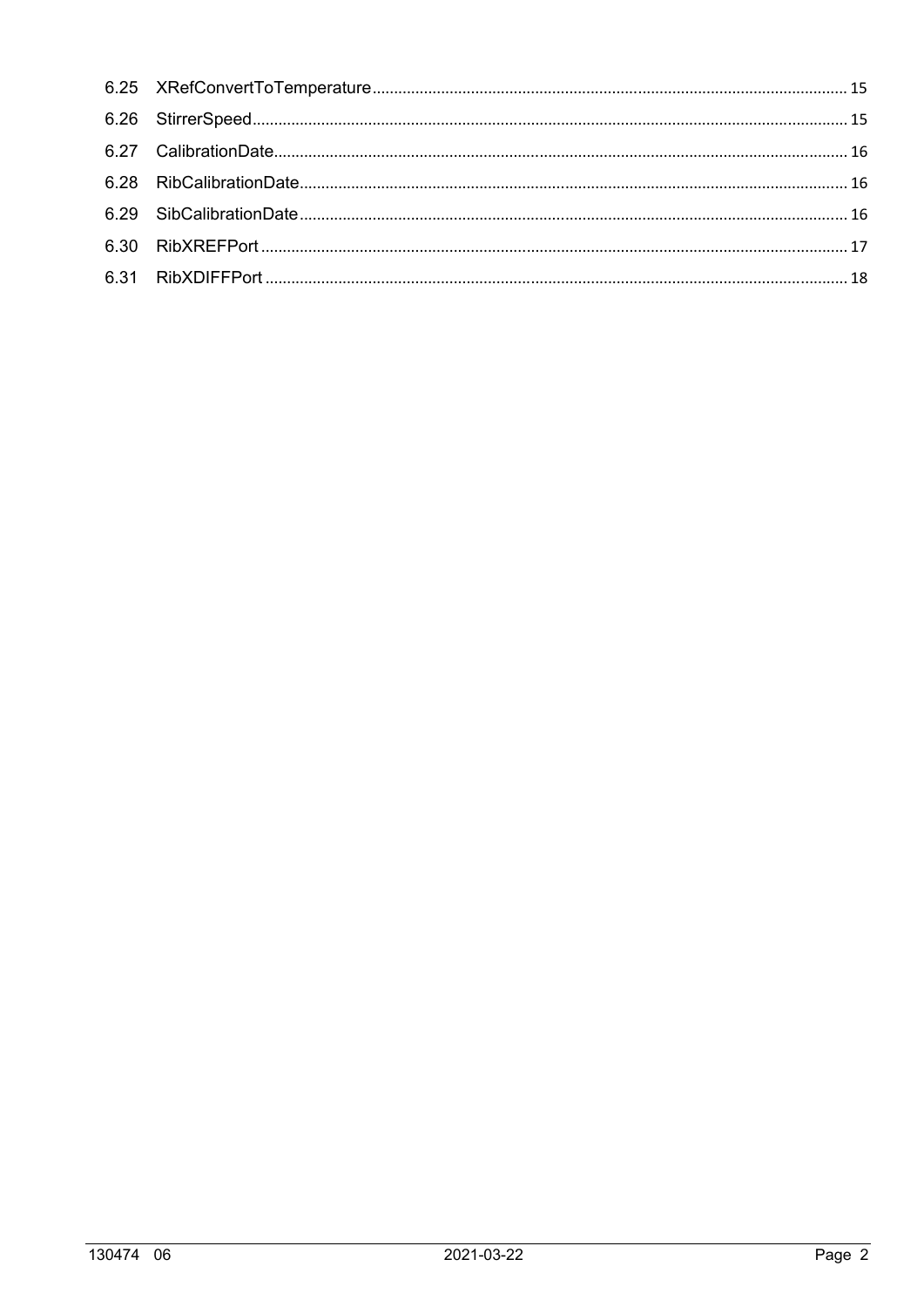6.25 XRefConvertToTemperature ............................................................................................................ 15

6.26 StirrerSpeed ........................................................................................................................ 15

6.27 CalibrationDate .................................................................................................................... 16

6.28 RibCalibrationDate ............................................................................................................. 16

6.29 SibCalibrationDate .............................................................................................................. 16

6.30 RibXREFPort ....................................................................................................................... 17

6.31 RibXDIFFPort ...................................................................................................................... 18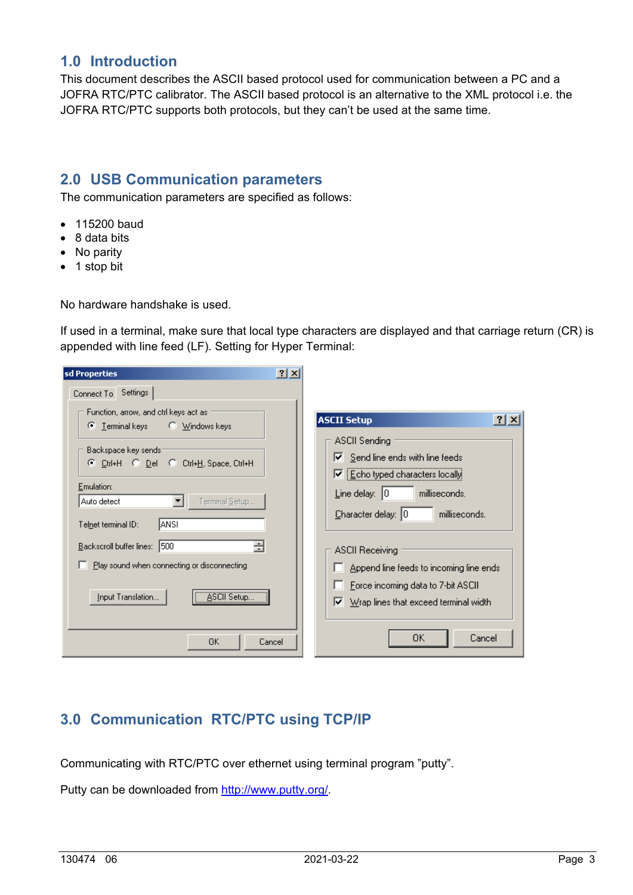# 1.0 Introduction

This document describes the ASCII based protocol used for communication between a PC and a JOFRA RTC/PTC calibrator. The ASCII based protocol is an alternative to the XML protocol i.e. the JOFRA RTC/PTC supports both protocols, but they can't be used at the same time.

# 2.0 USB Communication parameters

The communication parameters are specified as follows:

- 115200 baud
- 8 data bits
- No parity
- 1 stop bit

No hardware handshake is used.

If used in a terminal, make sure that local type characters are displayed and that carriage return (CR) is appended with line feed (LF). Setting for Hyper Terminal:

# 3.0 Communication RTC/PTC using TCP/IP

Communicating with RTC/PTC over ethernet using terminal program "putty".

Putty can be downloaded from http://www.putty.org/.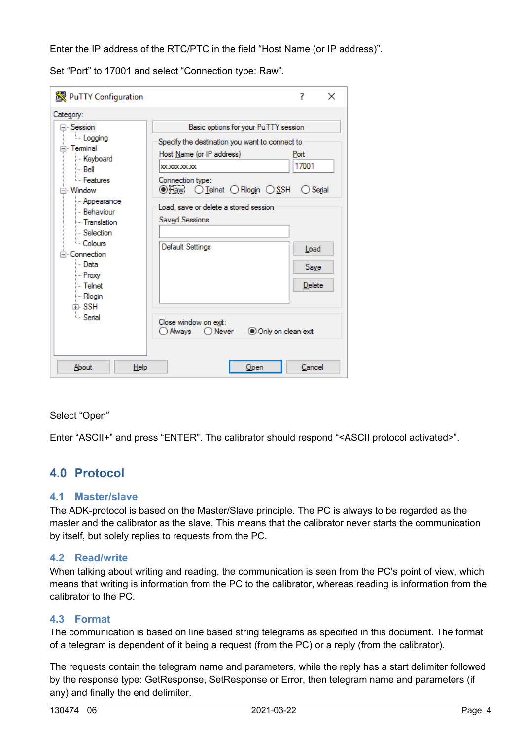Enter the IP address of the RTC/PTC in the field “Host Name (or IP address)”.

Set “Port” to 17001 and select “Connection type: Raw”.

Select “Open”

Enter “ASCII+” and press “ENTER”. The calibrator should respond “<ASCII protocol activated>”.

# 4.0 Protocol

## 4.1 Master/slave

The ADK-protocol is based on the Master/Slave principle. The PC is always to be regarded as the master and the calibrator as the slave. This means that the calibrator never starts the communication by itself, but solely replies to requests from the PC.

## 4.2 Read/write

When talking about writing and reading, the communication is seen from the PC’s point of view, which means that writing is information from the PC to the calibrator, whereas reading is information from the calibrator to the PC.

## 4.3 Format

The communication is based on line based string telegrams as specified in this document. The format of a telegram is dependent of it being a request (from the PC) or a reply (from the calibrator).

The requests contain the telegram name and parameters, while the reply has a start delimiter followed by the response type: GetResponse, SetResponse or Error, then telegram name and parameters (if any) and finally the end delimiter.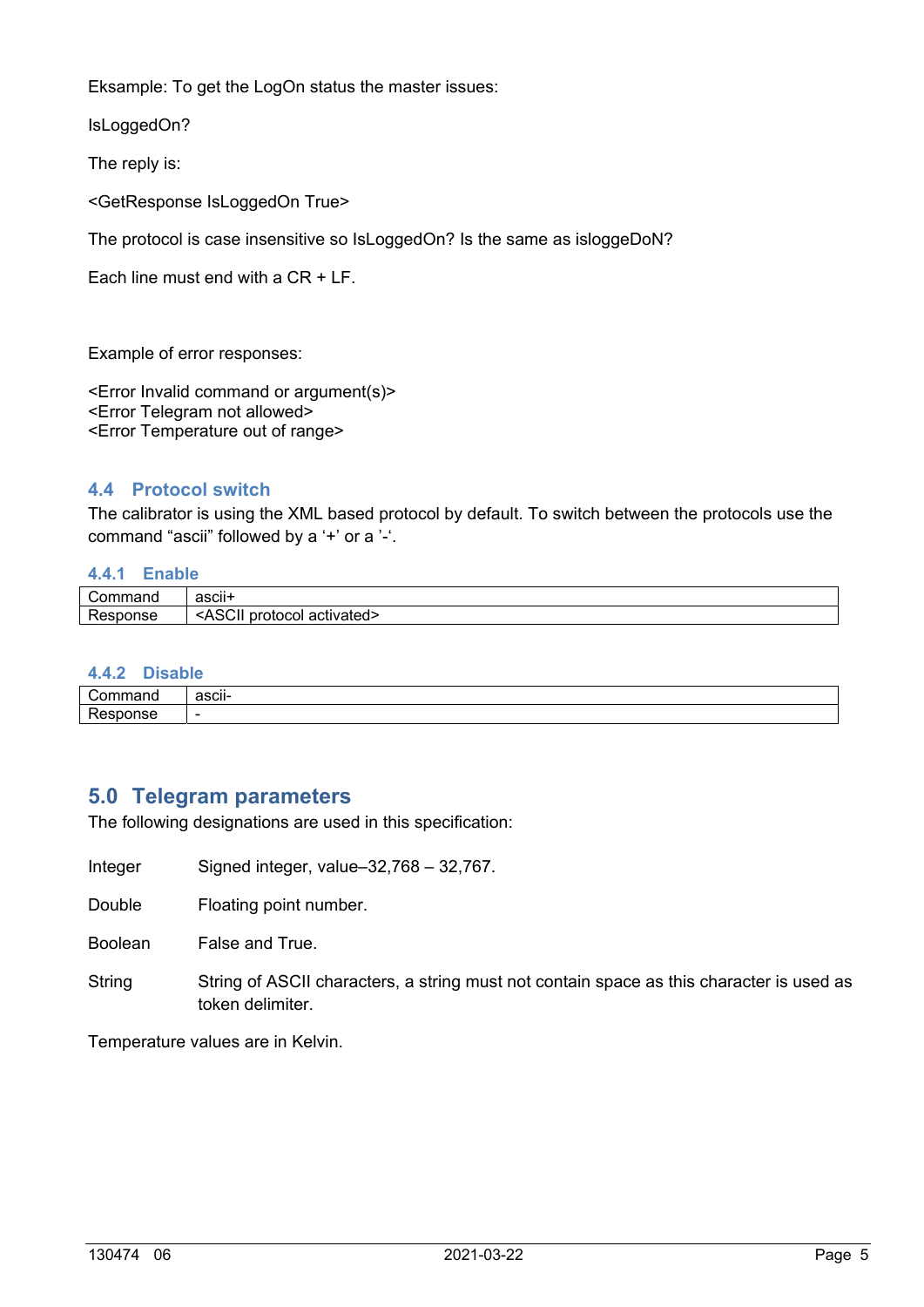Eksample: To get the LogOn status the master issues:

IsLoggedOn?

The reply is:

<GetResponse IsLoggedOn True>

The protocol is case insensitive so IsLoggedOn? Is the same as isloggeDoN?

Each line must end with a CR + LF.

Example of error responses:

<Error Invalid command or argument(s)>
<Error Telegram not allowed>
<Error Temperature out of range>

## 4.4 Protocol switch

The calibrator is using the XML based protocol by default. To switch between the protocols use the command “ascii” followed by a ‘+’ or a ’-‘.

### 4.4.1 Enable

| Command | ascii+ |
|---|---|
| Response | <ASCII protocol activated> |

### 4.4.2 Disable

| Command | ascii- |
|---|---|
| Response | - |

# 5.0 Telegram parameters

The following designations are used in this specification:

Integer — Signed integer, value–32,768 – 32,767.

Double — Floating point number.

Boolean — False and True.

String — String of ASCII characters, a string must not contain space as this character is used as token delimiter.

Temperature values are in Kelvin.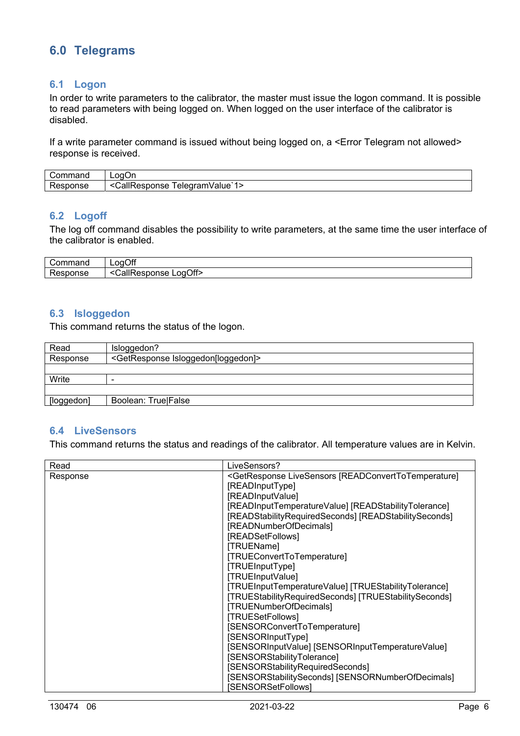# 6.0 Telegrams

## 6.1 Logon

In order to write parameters to the calibrator, the master must issue the logon command. It is possible to read parameters with being logged on. When logged on the user interface of the calibrator is disabled.

If a write parameter command is issued without being logged on, a <Error Telegram not allowed> response is received.

| Command | LogOn |
|---|---|
| Response | <CallResponse TelegramValue`1> |

## 6.2 Logoff

The log off command disables the possibility to write parameters, at the same time the user interface of the calibrator is enabled.

| Command | LogOff |
|---|---|
| Response | <CallResponse LogOff> |

## 6.3 Isloggedon

This command returns the status of the logon.

| Read | Isloggedon? |
|---|---|
| Response | <GetResponse Isloggedon[loggedon]> |
| | |
| Write | - |
| | |
| [loggedon] | Boolean: True\|False |

## 6.4 LiveSensors

This command returns the status and readings of the calibrator. All temperature values are in Kelvin.

| Read | LiveSensors? |
|---|---|
| Response | <GetResponse LiveSensors [READConvertToTemperature] [READInputType] [READInputValue] [READInputTemperatureValue] [READStabilityTolerance] [READStabilityRequiredSeconds] [READStabilitySeconds] [READNumberOfDecimals] [READSetFollows] [TRUEName] [TRUEConvertToTemperature] [TRUEInputType] [TRUEInputValue] [TRUEInputTemperatureValue] [TRUEStabilityTolerance] [TRUEStabilityRequiredSeconds] [TRUEStabilitySeconds] [TRUENumberOfDecimals] [TRUESetFollows] [SENSORConvertToTemperature] [SENSORInputType] [SENSORInputValue] [SENSORInputTemperatureValue] [SENSORStabilityTolerance] [SENSORStabilityRequiredSeconds] [SENSORStabilitySeconds] [SENSORNumberOfDecimals] [SENSORSetFollows] |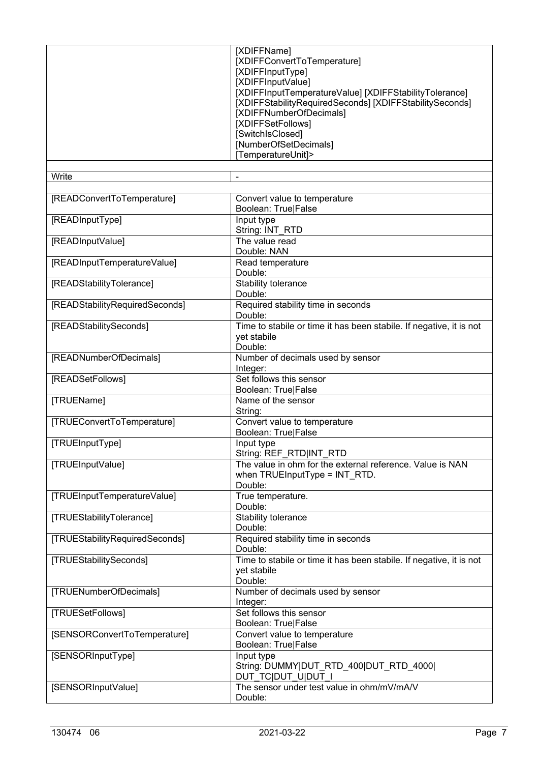| | |
|---|---|
| | [XDIFFName]<br>[XDIFFConvertToTemperature]<br>[XDIFFInputType]<br>[XDIFFInputValue]<br>[XDIFFInputTemperatureValue] [XDIFFStabilityTolerance]<br>[XDIFFStabilityRequiredSeconds] [XDIFFStabilitySeconds]<br>[XDIFFNumberOfDecimals]<br>[XDIFFSetFollows]<br>[SwitchIsClosed]<br>[NumberOfSetDecimals]<br>[TemperatureUnit]> |
| | |
| Write | - |
| | |
| [READConvertToTemperature] | Convert value to temperature<br>Boolean: True\|False |
| [READInputType] | Input type<br>String: INT_RTD |
| [READInputValue] | The value read<br>Double: NAN |
| [READInputTemperatureValue] | Read temperature<br>Double: |
| [READStabilityTolerance] | Stability tolerance<br>Double: |
| [READStabilityRequiredSeconds] | Required stability time in seconds<br>Double: |
| [READStabilitySeconds] | Time to stabile or time it has been stabile. If negative, it is not yet stabile<br>Double: |
| [READNumberOfDecimals] | Number of decimals used by sensor<br>Integer: |
| [READSetFollows] | Set follows this sensor<br>Boolean: True\|False |
| [TRUEName] | Name of the sensor<br>String: |
| [TRUEConvertToTemperature] | Convert value to temperature<br>Boolean: True\|False |
| [TRUEInputType] | Input type<br>String: REF_RTD\|INT_RTD |
| [TRUEInputValue] | The value in ohm for the external reference. Value is NAN when TRUEInputType = INT_RTD.<br>Double: |
| [TRUEInputTemperatureValue] | True temperature.<br>Double: |
| [TRUEStabilityTolerance] | Stability tolerance<br>Double: |
| [TRUEStabilityRequiredSeconds] | Required stability time in seconds<br>Double: |
| [TRUEStabilitySeconds] | Time to stabile or time it has been stabile. If negative, it is not yet stabile<br>Double: |
| [TRUENumberOfDecimals] | Number of decimals used by sensor<br>Integer: |
| [TRUESetFollows] | Set follows this sensor<br>Boolean: True\|False |
| [SENSORConvertToTemperature] | Convert value to temperature<br>Boolean: True\|False |
| [SENSORInputType] | Input type<br>String: DUMMY\|DUT_RTD_400\|DUT_RTD_4000\|<br>DUT_TC\|DUT_U\|DUT_I |
| [SENSORInputValue] | The sensor under test value in ohm/mV/mA/V<br>Double: |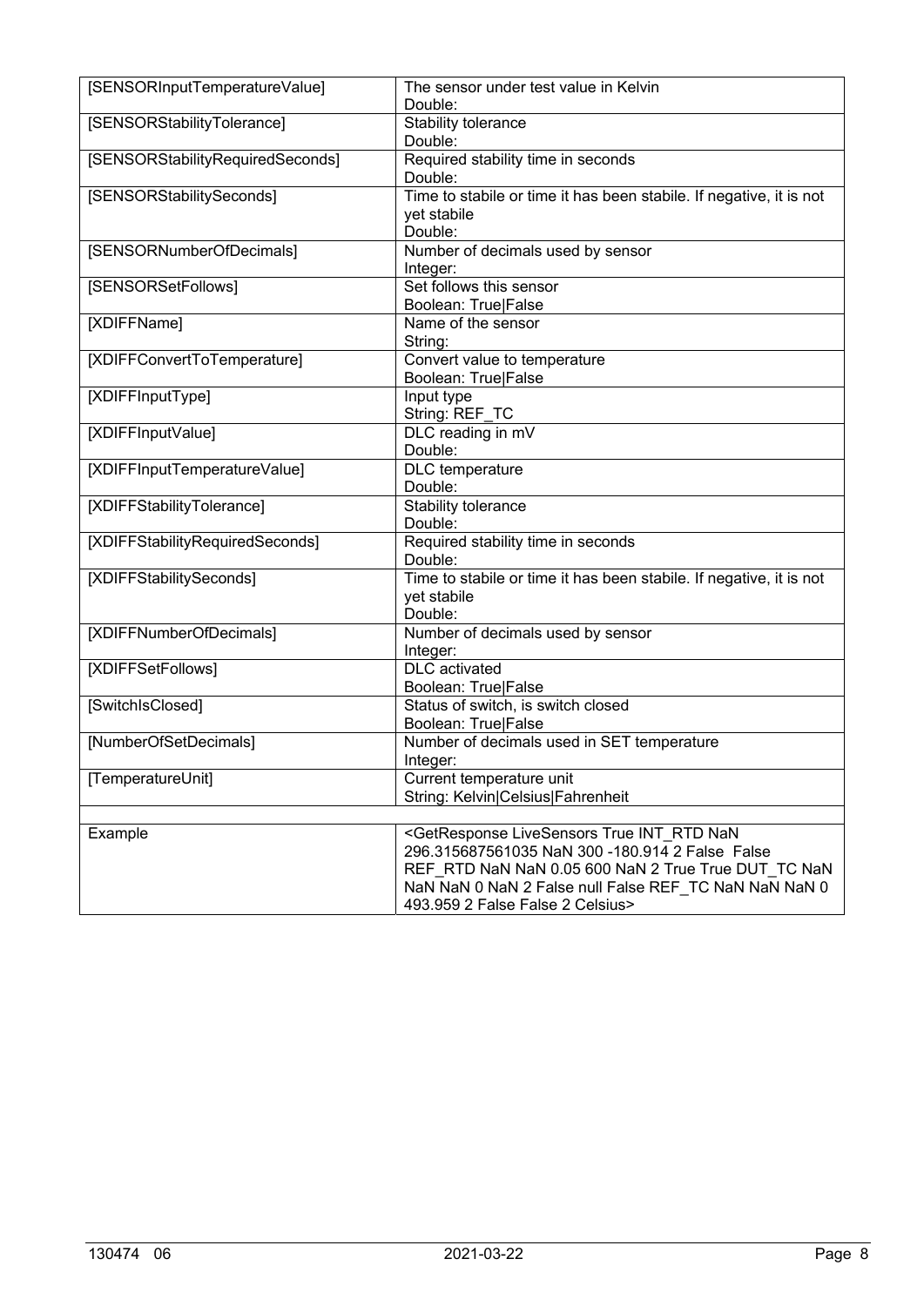| | |
|---|---|
| [SENSORInputTemperatureValue] | The sensor under test value in Kelvin<br>Double: |
| [SENSORStabilityTolerance] | Stability tolerance<br>Double: |
| [SENSORStabilityRequiredSeconds] | Required stability time in seconds<br>Double: |
| [SENSORStabilitySeconds] | Time to stabile or time it has been stabile. If negative, it is not yet stabile<br>Double: |
| [SENSORNumberOfDecimals] | Number of decimals used by sensor<br>Integer: |
| [SENSORSetFollows] | Set follows this sensor<br>Boolean: True\|False |
| [XDIFFName] | Name of the sensor<br>String: |
| [XDIFFConvertToTemperature] | Convert value to temperature<br>Boolean: True\|False |
| [XDIFFInputType] | Input type<br>String: REF_TC |
| [XDIFFInputValue] | DLC reading in mV<br>Double: |
| [XDIFFInputTemperatureValue] | DLC temperature<br>Double: |
| [XDIFFStabilityTolerance] | Stability tolerance<br>Double: |
| [XDIFFStabilityRequiredSeconds] | Required stability time in seconds<br>Double: |
| [XDIFFStabilitySeconds] | Time to stabile or time it has been stabile. If negative, it is not yet stabile<br>Double: |
| [XDIFFNumberOfDecimals] | Number of decimals used by sensor<br>Integer: |
| [XDIFFSetFollows] | DLC activated<br>Boolean: True\|False |
| [SwitchIsClosed] | Status of switch, is switch closed<br>Boolean: True\|False |
| [NumberOfSetDecimals] | Number of decimals used in SET temperature<br>Integer: |
| [TemperatureUnit] | Current temperature unit<br>String: Kelvin\|Celsius\|Fahrenheit |
| | |
| Example | <GetResponse LiveSensors True INT_RTD NaN 296.315687561035 NaN 300 -180.914 2 False False REF_RTD NaN NaN 0.05 600 NaN 2 True True DUT_TC NaN NaN NaN 0 NaN 2 False null False REF_TC NaN NaN NaN 0 493.959 2 False False 2 Celsius> |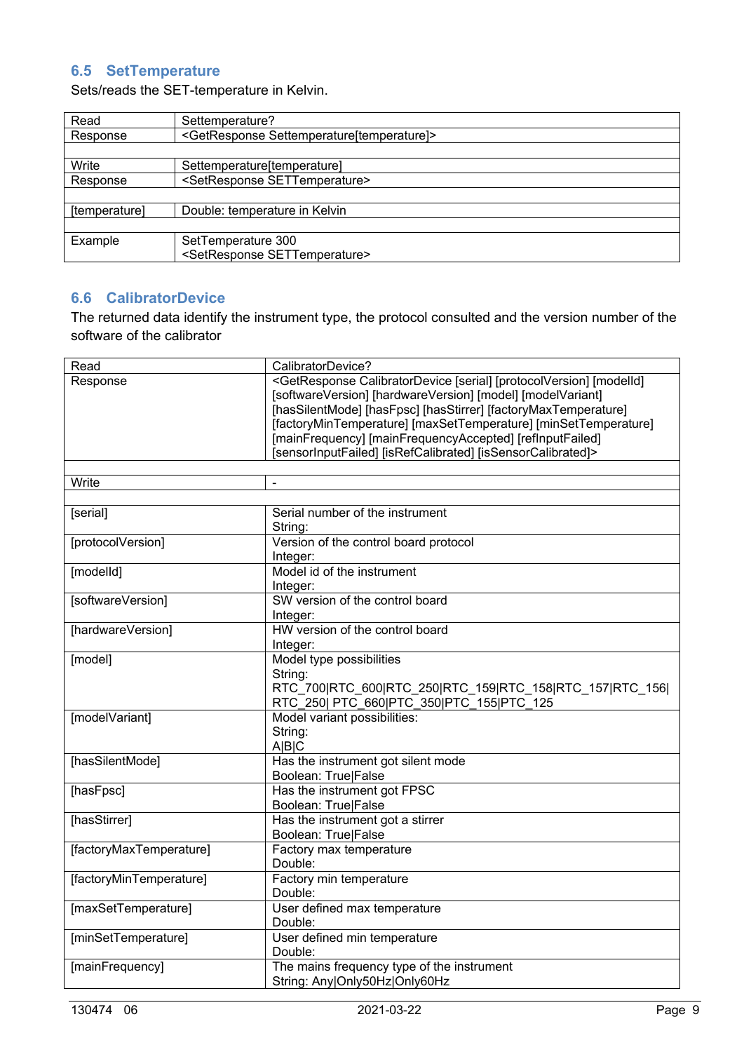## 6.5 SetTemperature

Sets/reads the SET-temperature in Kelvin.

| | |
|---|---|
| Read | Settemperature? |
| Response | <GetResponse Settemperature[temperature]> |
| | |
| Write | Settemperature[temperature] |
| Response | <SetResponse SETTemperature> |
| | |
| [temperature] | Double: temperature in Kelvin |
| | |
| Example | SetTemperature 300<br><SetResponse SETTemperature> |

## 6.6 CalibratorDevice

The returned data identify the instrument type, the protocol consulted and the version number of the software of the calibrator

| | |
|---|---|
| Read | CalibratorDevice? |
| Response | <GetResponse CalibratorDevice [serial] [protocolVersion] [modelId] [softwareVersion] [hardwareVersion] [model] [modelVariant] [hasSilentMode] [hasFpsc] [hasStirrer] [factoryMaxTemperature] [factoryMinTemperature] [maxSetTemperature] [minSetTemperature] [mainFrequency] [mainFrequencyAccepted] [refInputFailed] [sensorInputFailed] [isRefCalibrated] [isSensorCalibrated]> |
| | |
| Write | - |
| | |
| [serial] | Serial number of the instrument<br>String: |
| [protocolVersion] | Version of the control board protocol<br>Integer: |
| [modelId] | Model id of the instrument<br>Integer: |
| [softwareVersion] | SW version of the control board<br>Integer: |
| [hardwareVersion] | HW version of the control board<br>Integer: |
| [model] | Model type possibilities<br>String:<br>RTC_700\|RTC_600\|RTC_250\|RTC_159\|RTC_158\|RTC_157\|RTC_156\|RTC_250\| PTC_660\|PTC_350\|PTC_155\|PTC_125 |
| [modelVariant] | Model variant possibilities:<br>String:<br>A\|B\|C |
| [hasSilentMode] | Has the instrument got silent mode<br>Boolean: True\|False |
| [hasFpsc] | Has the instrument got FPSC<br>Boolean: True\|False |
| [hasStirrer] | Has the instrument got a stirrer<br>Boolean: True\|False |
| [factoryMaxTemperature] | Factory max temperature<br>Double: |
| [factoryMinTemperature] | Factory min temperature<br>Double: |
| [maxSetTemperature] | User defined max temperature<br>Double: |
| [minSetTemperature] | User defined min temperature<br>Double: |
| [mainFrequency] | The mains frequency type of the instrument<br>String: Any\|Only50Hz\|Only60Hz |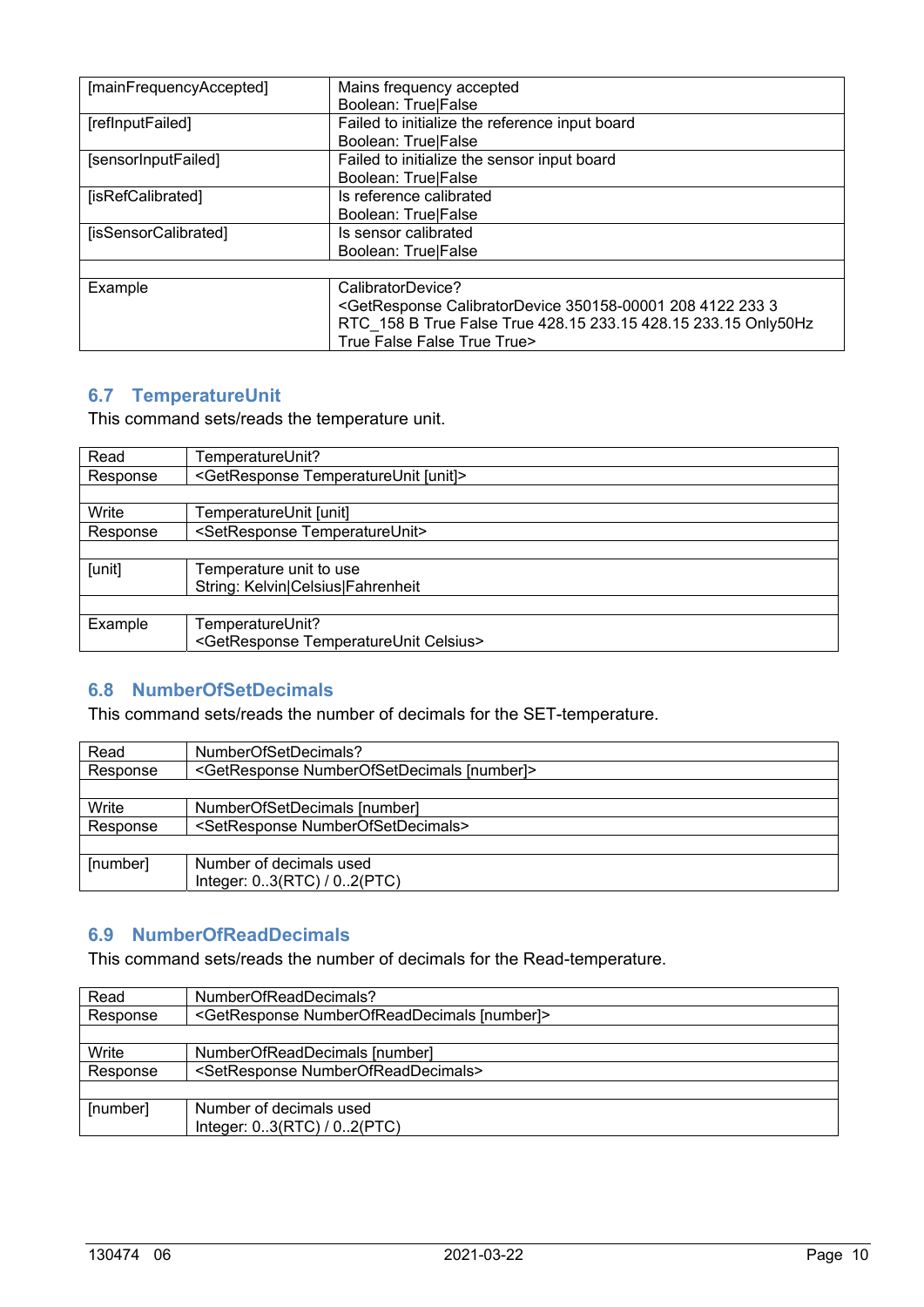| | |
|---|---|
| [mainFrequencyAccepted] | Mains frequency accepted<br>Boolean: True\|False |
| [refInputFailed] | Failed to initialize the reference input board<br>Boolean: True\|False |
| [sensorInputFailed] | Failed to initialize the sensor input board<br>Boolean: True\|False |
| [isRefCalibrated] | Is reference calibrated<br>Boolean: True\|False |
| [isSensorCalibrated] | Is sensor calibrated<br>Boolean: True\|False |
| | |
| Example | CalibratorDevice?<br><GetResponse CalibratorDevice 350158-00001 208 4122 233 3 RTC_158 B True False True 428.15 233.15 428.15 233.15 Only50Hz True False False True True> |

## 6.7 TemperatureUnit

This command sets/reads the temperature unit.

| | |
|---|---|
| Read | TemperatureUnit? |
| Response | <GetResponse TemperatureUnit [unit]> |
| | |
| Write | TemperatureUnit [unit] |
| Response | <SetResponse TemperatureUnit> |
| | |
| [unit] | Temperature unit to use<br>String: Kelvin\|Celsius\|Fahrenheit |
| | |
| Example | TemperatureUnit?<br><GetResponse TemperatureUnit Celsius> |

## 6.8 NumberOfSetDecimals

This command sets/reads the number of decimals for the SET-temperature.

| | |
|---|---|
| Read | NumberOfSetDecimals? |
| Response | <GetResponse NumberOfSetDecimals [number]> |
| | |
| Write | NumberOfSetDecimals [number] |
| Response | <SetResponse NumberOfSetDecimals> |
| | |
| [number] | Number of decimals used<br>Integer: 0..3(RTC) / 0..2(PTC) |

## 6.9 NumberOfReadDecimals

This command sets/reads the number of decimals for the Read-temperature.

| | |
|---|---|
| Read | NumberOfReadDecimals? |
| Response | <GetResponse NumberOfReadDecimals [number]> |
| | |
| Write | NumberOfReadDecimals [number] |
| Response | <SetResponse NumberOfReadDecimals> |
| | |
| [number] | Number of decimals used<br>Integer: 0..3(RTC) / 0..2(PTC) |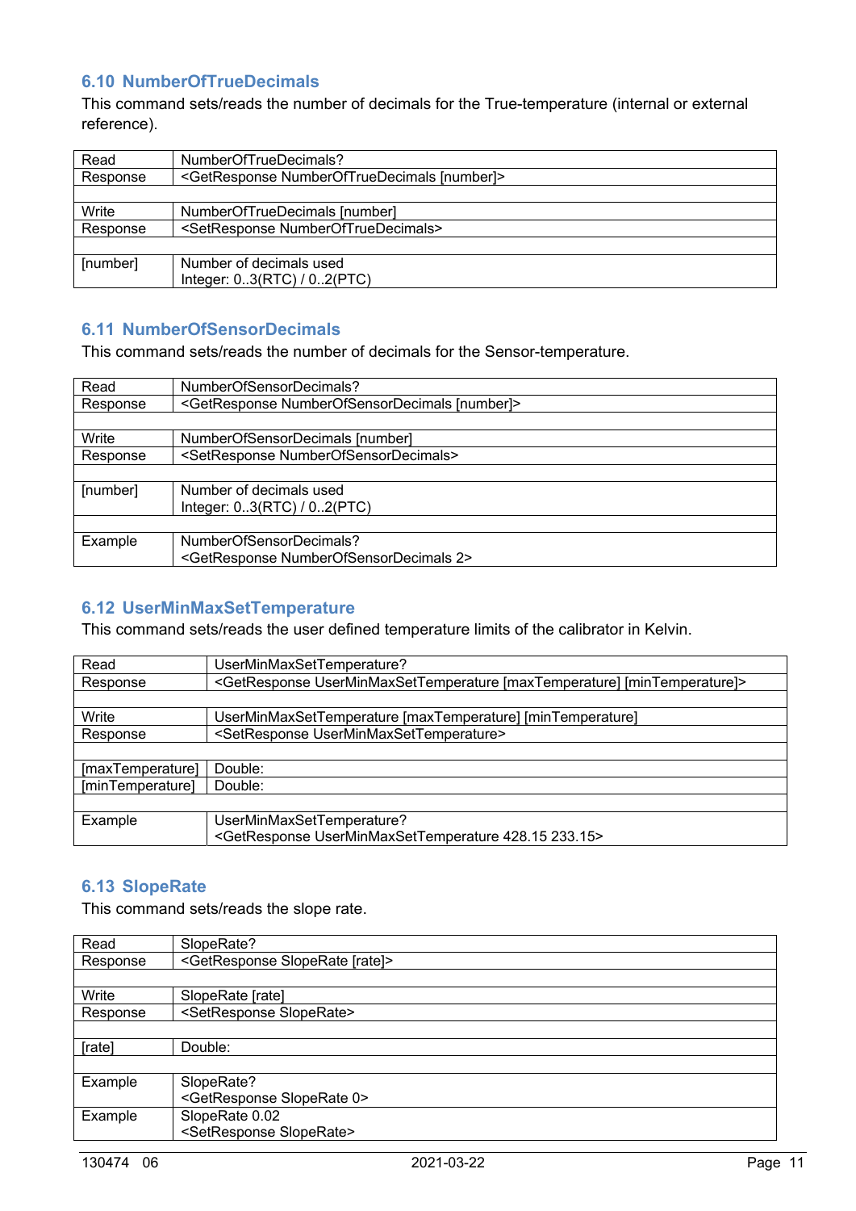## 6.10 NumberOfTrueDecimals

This command sets/reads the number of decimals for the True-temperature (internal or external reference).

| | |
|---|---|
| Read | NumberOfTrueDecimals? |
| Response | <GetResponse NumberOfTrueDecimals [number]> |
| | |
| Write | NumberOfTrueDecimals [number] |
| Response | <SetResponse NumberOfTrueDecimals> |
| | |
| [number] | Number of decimals used<br>Integer: 0..3(RTC) / 0..2(PTC) |

## 6.11 NumberOfSensorDecimals

This command sets/reads the number of decimals for the Sensor-temperature.

| | |
|---|---|
| Read | NumberOfSensorDecimals? |
| Response | <GetResponse NumberOfSensorDecimals [number]> |
| | |
| Write | NumberOfSensorDecimals [number] |
| Response | <SetResponse NumberOfSensorDecimals> |
| | |
| [number] | Number of decimals used<br>Integer: 0..3(RTC) / 0..2(PTC) |
| | |
| Example | NumberOfSensorDecimals?<br><GetResponse NumberOfSensorDecimals 2> |

## 6.12 UserMinMaxSetTemperature

This command sets/reads the user defined temperature limits of the calibrator in Kelvin.

| | |
|---|---|
| Read | UserMinMaxSetTemperature? |
| Response | <GetResponse UserMinMaxSetTemperature [maxTemperature] [minTemperature]> |
| | |
| Write | UserMinMaxSetTemperature [maxTemperature] [minTemperature] |
| Response | <SetResponse UserMinMaxSetTemperature> |
| | |
| [maxTemperature] | Double: |
| [minTemperature] | Double: |
| | |
| Example | UserMinMaxSetTemperature?<br><GetResponse UserMinMaxSetTemperature 428.15 233.15> |

## 6.13 SlopeRate

This command sets/reads the slope rate.

| | |
|---|---|
| Read | SlopeRate? |
| Response | <GetResponse SlopeRate [rate]> |
| | |
| Write | SlopeRate [rate] |
| Response | <SetResponse SlopeRate> |
| | |
| [rate] | Double: |
| | |
| Example | SlopeRate?<br><GetResponse SlopeRate 0> |
| Example | SlopeRate 0.02<br><SetResponse SlopeRate> |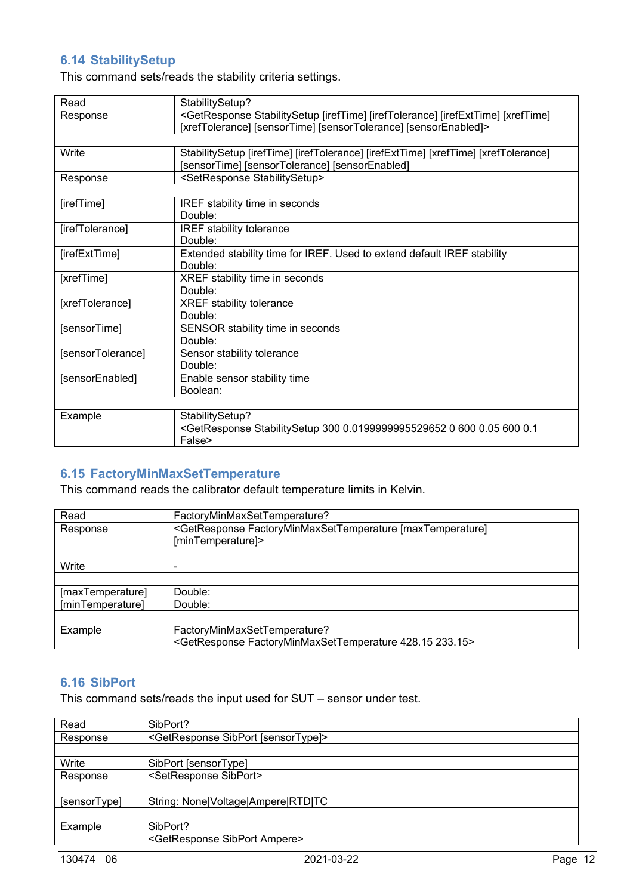## 6.14 StabilitySetup

This command sets/reads the stability criteria settings.

| | |
|---|---|
| Read | StabilitySetup? |
| Response | <GetResponse StabilitySetup [irefTime] [irefTolerance] [irefExtTime] [xrefTime] [xrefTolerance] [sensorTime] [sensorTolerance] [sensorEnabled]> |
| | |
| Write | StabilitySetup [irefTime] [irefTolerance] [irefExtTime] [xrefTime] [xrefTolerance] [sensorTime] [sensorTolerance] [sensorEnabled] |
| Response | <SetResponse StabilitySetup> |
| | |
| [irefTime] | IREF stability time in seconds<br>Double: |
| [irefTolerance] | IREF stability tolerance<br>Double: |
| [irefExtTime] | Extended stability time for IREF. Used to extend default IREF stability<br>Double: |
| [xrefTime] | XREF stability time in seconds<br>Double: |
| [xrefTolerance] | XREF stability tolerance<br>Double: |
| [sensorTime] | SENSOR stability time in seconds<br>Double: |
| [sensorTolerance] | Sensor stability tolerance<br>Double: |
| [sensorEnabled] | Enable sensor stability time<br>Boolean: |
| | |
| Example | StabilitySetup?<br><GetResponse StabilitySetup 300 0.0199999995529652 0 600 0.05 600 0.1 False> |

## 6.15 FactoryMinMaxSetTemperature

This command reads the calibrator default temperature limits in Kelvin.

| | |
|---|---|
| Read | FactoryMinMaxSetTemperature? |
| Response | <GetResponse FactoryMinMaxSetTemperature [maxTemperature] [minTemperature]> |
| | |
| Write | - |
| | |
| [maxTemperature] | Double: |
| [minTemperature] | Double: |
| | |
| Example | FactoryMinMaxSetTemperature?<br><GetResponse FactoryMinMaxSetTemperature 428.15 233.15> |

## 6.16 SibPort

This command sets/reads the input used for SUT – sensor under test.

| | |
|---|---|
| Read | SibPort? |
| Response | <GetResponse SibPort [sensorType]> |
| | |
| Write | SibPort [sensorType] |
| Response | <SetResponse SibPort> |
| | |
| [sensorType] | String: None\|Voltage\|Ampere\|RTD\|TC |
| | |
| Example | SibPort?<br><GetResponse SibPort Ampere> |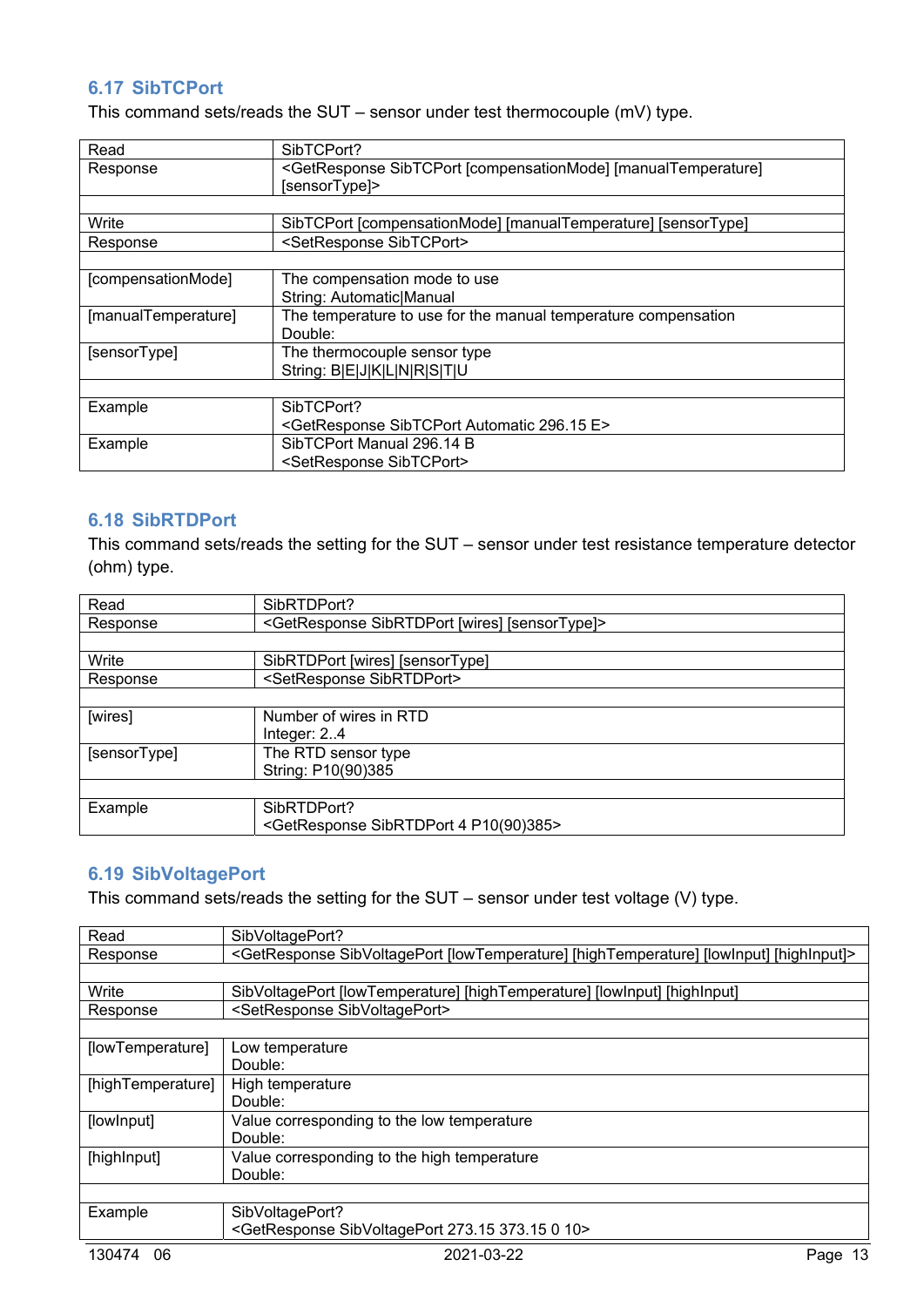## 6.17 SibTCPort

This command sets/reads the SUT – sensor under test thermocouple (mV) type.

| | |
|---|---|
| Read | SibTCPort? |
| Response | <GetResponse SibTCPort [compensationMode] [manualTemperature] [sensorType]> |
| | |
| Write | SibTCPort [compensationMode] [manualTemperature] [sensorType] |
| Response | <SetResponse SibTCPort> |
| | |
| [compensationMode] | The compensation mode to use<br>String: Automatic\|Manual |
| [manualTemperature] | The temperature to use for the manual temperature compensation<br>Double: |
| [sensorType] | The thermocouple sensor type<br>String: B\|E\|J\|K\|L\|N\|R\|S\|T\|U |
| | |
| Example | SibTCPort?<br><GetResponse SibTCPort Automatic 296.15 E> |
| Example | SibTCPort Manual 296.14 B<br><SetResponse SibTCPort> |

## 6.18 SibRTDPort

This command sets/reads the setting for the SUT – sensor under test resistance temperature detector (ohm) type.

| | |
|---|---|
| Read | SibRTDPort? |
| Response | <GetResponse SibRTDPort [wires] [sensorType]> |
| | |
| Write | SibRTDPort [wires] [sensorType] |
| Response | <SetResponse SibRTDPort> |
| | |
| [wires] | Number of wires in RTD<br>Integer: 2..4 |
| [sensorType] | The RTD sensor type<br>String: P10(90)385 |
| | |
| Example | SibRTDPort?<br><GetResponse SibRTDPort 4 P10(90)385> |

## 6.19 SibVoltagePort

This command sets/reads the setting for the SUT – sensor under test voltage (V) type.

| | |
|---|---|
| Read | SibVoltagePort? |
| Response | <GetResponse SibVoltagePort [lowTemperature] [highTemperature] [lowInput] [highInput]> |
| | |
| Write | SibVoltagePort [lowTemperature] [highTemperature] [lowInput] [highInput] |
| Response | <SetResponse SibVoltagePort> |
| | |
| [lowTemperature] | Low temperature<br>Double: |
| [highTemperature] | High temperature<br>Double: |
| [lowInput] | Value corresponding to the low temperature<br>Double: |
| [highInput] | Value corresponding to the high temperature<br>Double: |
| | |
| Example | SibVoltagePort?<br><GetResponse SibVoltagePort 273.15 373.15 0 10> |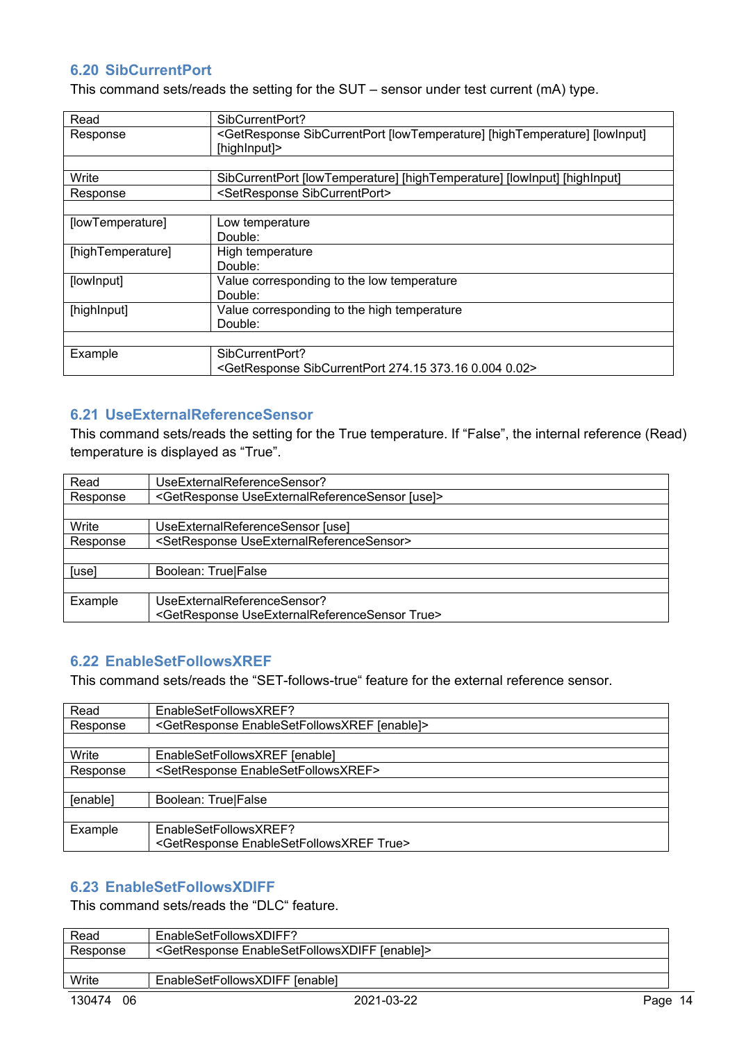## 6.20 SibCurrentPort

This command sets/reads the setting for the SUT – sensor under test current (mA) type.

| | |
|---|---|
| Read | SibCurrentPort? |
| Response | <GetResponse SibCurrentPort [lowTemperature] [highTemperature] [lowInput] [highInput]> |
| | |
| Write | SibCurrentPort [lowTemperature] [highTemperature] [lowInput] [highInput] |
| Response | <SetResponse SibCurrentPort> |
| | |
| [lowTemperature] | Low temperature<br>Double: |
| [highTemperature] | High temperature<br>Double: |
| [lowInput] | Value corresponding to the low temperature<br>Double: |
| [highInput] | Value corresponding to the high temperature<br>Double: |
| | |
| Example | SibCurrentPort?<br><GetResponse SibCurrentPort 274.15 373.16 0.004 0.02> |

## 6.21 UseExternalReferenceSensor

This command sets/reads the setting for the True temperature. If "False", the internal reference (Read) temperature is displayed as "True".

| | |
|---|---|
| Read | UseExternalReferenceSensor? |
| Response | <GetResponse UseExternalReferenceSensor [use]> |
| | |
| Write | UseExternalReferenceSensor [use] |
| Response | <SetResponse UseExternalReferenceSensor> |
| | |
| [use] | Boolean: True\|False |
| | |
| Example | UseExternalReferenceSensor?<br><GetResponse UseExternalReferenceSensor True> |

## 6.22 EnableSetFollowsXREF

This command sets/reads the "SET-follows-true" feature for the external reference sensor.

| | |
|---|---|
| Read | EnableSetFollowsXREF? |
| Response | <GetResponse EnableSetFollowsXREF [enable]> |
| | |
| Write | EnableSetFollowsXREF [enable] |
| Response | <SetResponse EnableSetFollowsXREF> |
| | |
| [enable] | Boolean: True\|False |
| | |
| Example | EnableSetFollowsXREF?<br><GetResponse EnableSetFollowsXREF True> |

## 6.23 EnableSetFollowsXDIFF

This command sets/reads the "DLC" feature.

| | |
|---|---|
| Read | EnableSetFollowsXDIFF? |
| Response | <GetResponse EnableSetFollowsXDIFF [enable]> |
| | |
| Write | EnableSetFollowsXDIFF [enable] |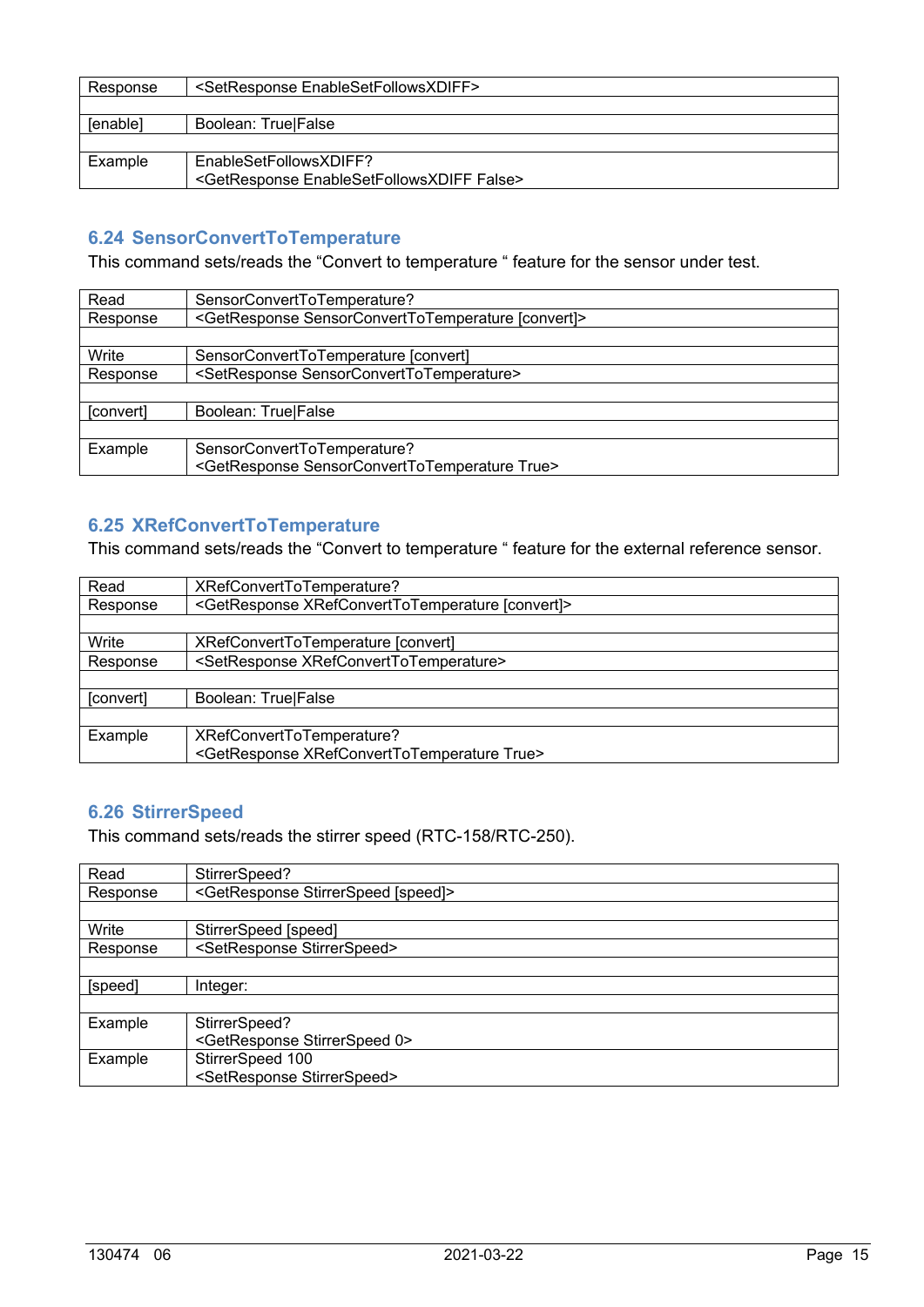| | |
|---|---|
| Response | <SetResponse EnableSetFollowsXDIFF> |
| | |
| [enable] | Boolean: True\|False |
| | |
| Example | EnableSetFollowsXDIFF?<br><GetResponse EnableSetFollowsXDIFF False> |

## 6.24 SensorConvertToTemperature

This command sets/reads the “Convert to temperature “ feature for the sensor under test.

| | |
|---|---|
| Read | SensorConvertToTemperature? |
| Response | <GetResponse SensorConvertToTemperature [convert]> |
| | |
| Write | SensorConvertToTemperature [convert] |
| Response | <SetResponse SensorConvertToTemperature> |
| | |
| [convert] | Boolean: True\|False |
| | |
| Example | SensorConvertToTemperature?<br><GetResponse SensorConvertToTemperature True> |

## 6.25 XRefConvertToTemperature

This command sets/reads the “Convert to temperature “ feature for the external reference sensor.

| | |
|---|---|
| Read | XRefConvertToTemperature? |
| Response | <GetResponse XRefConvertToTemperature [convert]> |
| | |
| Write | XRefConvertToTemperature [convert] |
| Response | <SetResponse XRefConvertToTemperature> |
| | |
| [convert] | Boolean: True\|False |
| | |
| Example | XRefConvertToTemperature?<br><GetResponse XRefConvertToTemperature True> |

## 6.26 StirrerSpeed

This command sets/reads the stirrer speed (RTC-158/RTC-250).

| | |
|---|---|
| Read | StirrerSpeed? |
| Response | <GetResponse StirrerSpeed [speed]> |
| | |
| Write | StirrerSpeed [speed] |
| Response | <SetResponse StirrerSpeed> |
| | |
| [speed] | Integer: |
| | |
| Example | StirrerSpeed?<br><GetResponse StirrerSpeed 0> |
| Example | StirrerSpeed 100<br><SetResponse StirrerSpeed> |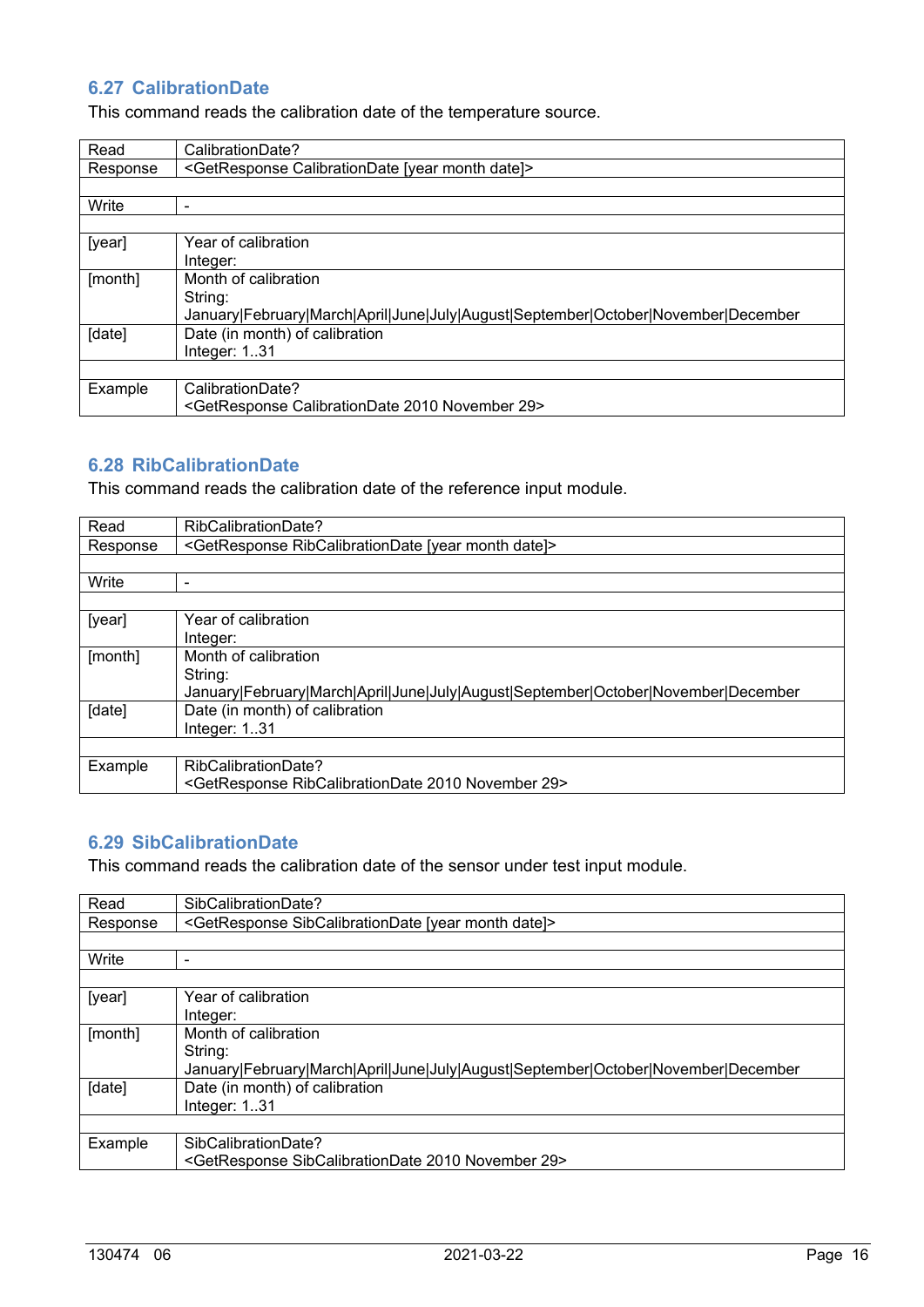## 6.27 CalibrationDate

This command reads the calibration date of the temperature source.

| | |
|---|---|
| Read | CalibrationDate? |
| Response | <GetResponse CalibrationDate [year month date]> |
| | |
| Write | - |
| | |
| [year] | Year of calibration<br>Integer: |
| [month] | Month of calibration<br>String:<br>January\|February\|March\|April\|June\|July\|August\|September\|October\|November\|December |
| [date] | Date (in month) of calibration<br>Integer: 1..31 |
| | |
| Example | CalibrationDate?<br><GetResponse CalibrationDate 2010 November 29> |

## 6.28 RibCalibrationDate

This command reads the calibration date of the reference input module.

| | |
|---|---|
| Read | RibCalibrationDate? |
| Response | <GetResponse RibCalibrationDate [year month date]> |
| | |
| Write | - |
| | |
| [year] | Year of calibration<br>Integer: |
| [month] | Month of calibration<br>String:<br>January\|February\|March\|April\|June\|July\|August\|September\|October\|November\|December |
| [date] | Date (in month) of calibration<br>Integer: 1..31 |
| | |
| Example | RibCalibrationDate?<br><GetResponse RibCalibrationDate 2010 November 29> |

## 6.29 SibCalibrationDate

This command reads the calibration date of the sensor under test input module.

| | |
|---|---|
| Read | SibCalibrationDate? |
| Response | <GetResponse SibCalibrationDate [year month date]> |
| | |
| Write | - |
| | |
| [year] | Year of calibration<br>Integer: |
| [month] | Month of calibration<br>String:<br>January\|February\|March\|April\|June\|July\|August\|September\|October\|November\|December |
| [date] | Date (in month) of calibration<br>Integer: 1..31 |
| | |
| Example | SibCalibrationDate?<br><GetResponse SibCalibrationDate 2010 November 29> |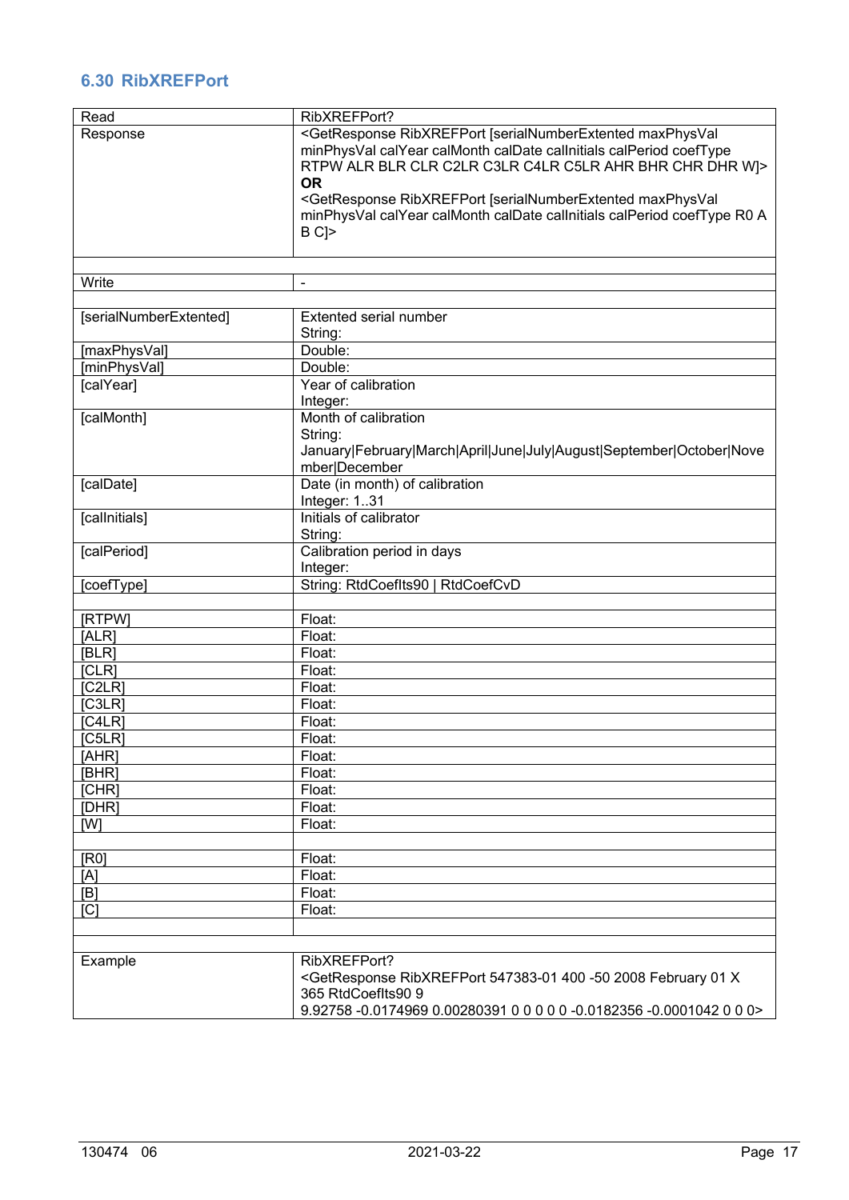## 6.30 RibXREFPort

| | |
|---|---|
| Read | RibXREFPort? |
| Response | <GetResponse RibXREFPort [serialNumberExtented maxPhysVal minPhysVal calYear calMonth calDate calInitials calPeriod coefType RTPW ALR BLR CLR C2LR C3LR C4LR C5LR AHR BHR CHR DHR W]><br>**OR**<br><GetResponse RibXREFPort [serialNumberExtented maxPhysVal minPhysVal calYear calMonth calDate calInitials calPeriod coefType R0 A B C]> |
| | |
| Write | - |
| | |
| [serialNumberExtented] | Extented serial number<br>String: |
| [maxPhysVal] | Double: |
| [minPhysVal] | Double: |
| [calYear] | Year of calibration<br>Integer: |
| [calMonth] | Month of calibration<br>String:<br>January\|February\|March\|April\|June\|July\|August\|September\|October\|November\|December |
| [calDate] | Date (in month) of calibration<br>Integer: 1..31 |
| [calInitials] | Initials of calibrator<br>String: |
| [calPeriod] | Calibration period in days<br>Integer: |
| [coefType] | String: RtdCoefIts90 \| RtdCoefCvD |
| | |
| [RTPW] | Float: |
| [ALR] | Float: |
| [BLR] | Float: |
| [CLR] | Float: |
| [C2LR] | Float: |
| [C3LR] | Float: |
| [C4LR] | Float: |
| [C5LR] | Float: |
| [AHR] | Float: |
| [BHR] | Float: |
| [CHR] | Float: |
| [DHR] | Float: |
| [W] | Float: |
| | |
| [R0] | Float: |
| [A] | Float: |
| [B] | Float: |
| [C] | Float: |
| | |
| | |
| Example | RibXREFPort?<br><GetResponse RibXREFPort 547383-01 400 -50 2008 February 01 X 365 RtdCoefIts90 9<br>9.92758 -0.0174969 0.00280391 0 0 0 0 0 -0.0182356 -0.0001042 0 0 0> |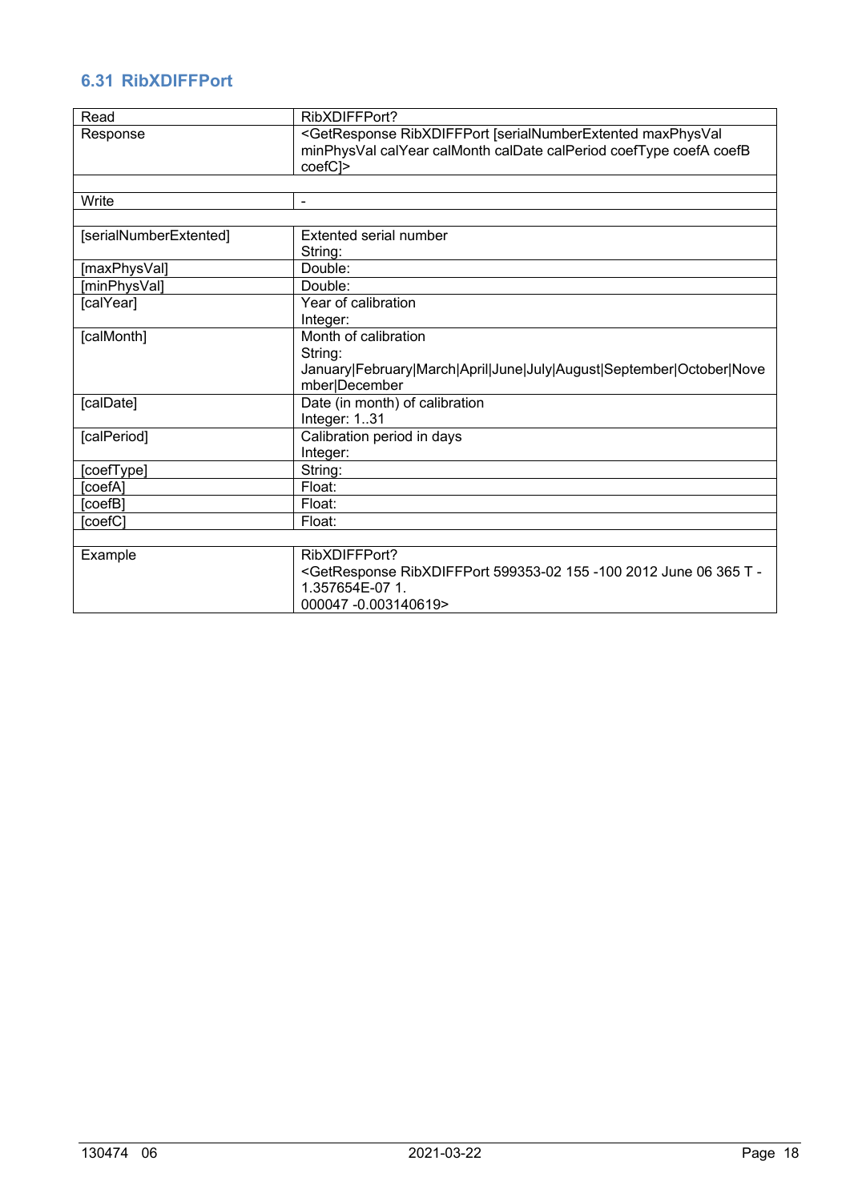## 6.31 RibXDIFFPort

| | |
|---|---|
| Read | RibXDIFFPort? |
| Response | <GetResponse RibXDIFFPort [serialNumberExtented maxPhysVal minPhysVal calYear calMonth calDate calPeriod coefType coefA coefB coefC]> |
| | |
| Write | - |
| | |
| [serialNumberExtented] | Extented serial number<br>String: |
| [maxPhysVal] | Double: |
| [minPhysVal] | Double: |
| [calYear] | Year of calibration<br>Integer: |
| [calMonth] | Month of calibration<br>String:<br>January\|February\|March\|April\|June\|July\|August\|September\|October\|November\|December |
| [calDate] | Date (in month) of calibration<br>Integer: 1..31 |
| [calPeriod] | Calibration period in days<br>Integer: |
| [coefType] | String: |
| [coefA] | Float: |
| [coefB] | Float: |
| [coefC] | Float: |
| | |
| Example | RibXDIFFPort?<br><GetResponse RibXDIFFPort 599353-02 155 -100 2012 June 06 365 T -1.357654E-07 1.<br>000047 -0.003140619> |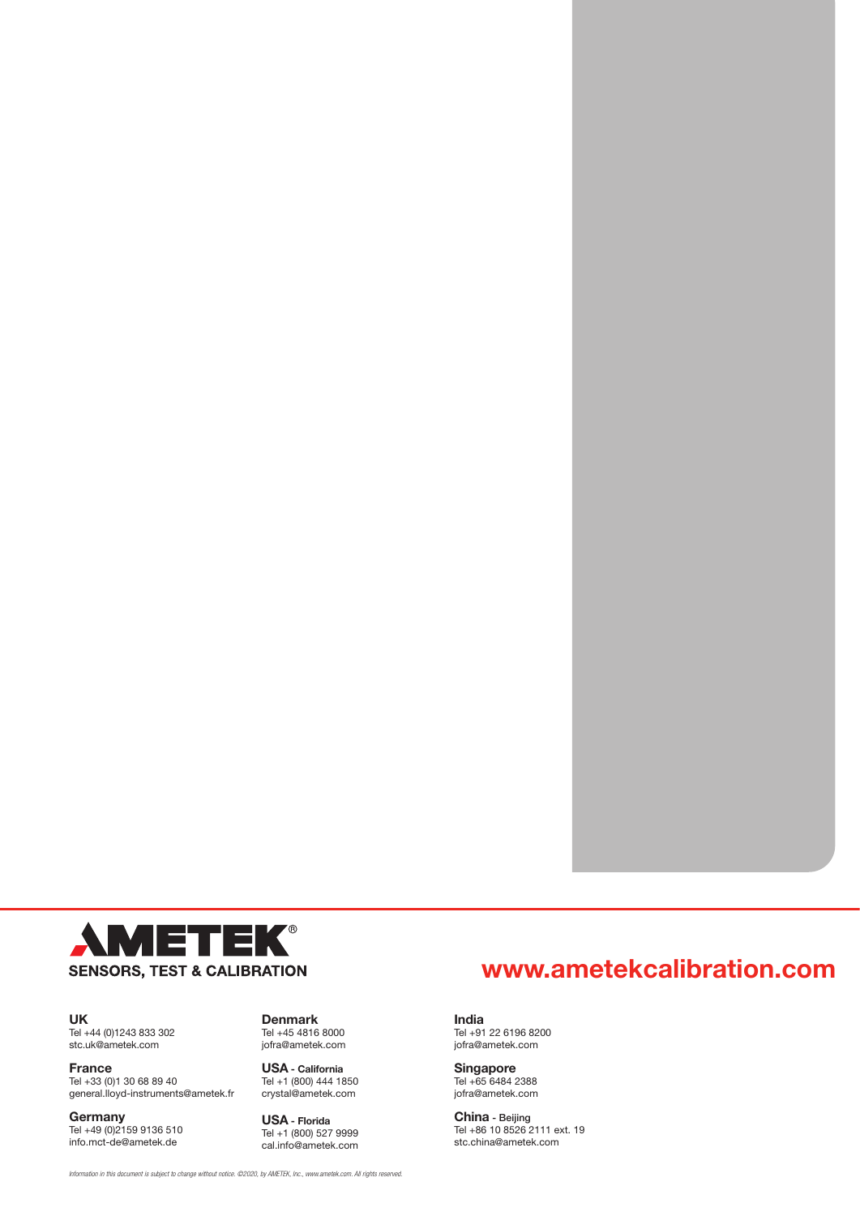AMETEK®

SENSORS, TEST & CALIBRATION

**www.ametekcalibration.com**

**UK**
Tel +44 (0)1243 833 302
stc.uk@ametek.com

**France**
Tel +33 (0)1 30 68 89 40
general.lloyd-instruments@ametek.fr

**Germany**
Tel +49 (0)2159 9136 510
info.mct-de@ametek.de

**Denmark**
Tel +45 4816 8000
jofra@ametek.com

**USA - California**
Tel +1 (800) 444 1850
crystal@ametek.com

**USA - Florida**
Tel +1 (800) 527 9999
cal.info@ametek.com

**India**
Tel +91 22 6196 8200
jofra@ametek.com

**Singapore**
Tel +65 6484 2388
jofra@ametek.com

**China - Beijing**
Tel +86 10 8526 2111 ext. 19
stc.china@ametek.com

*Information in this document is subject to change without notice. ©2020, by AMETEK, Inc., www.ametek.com. All rights reserved.*